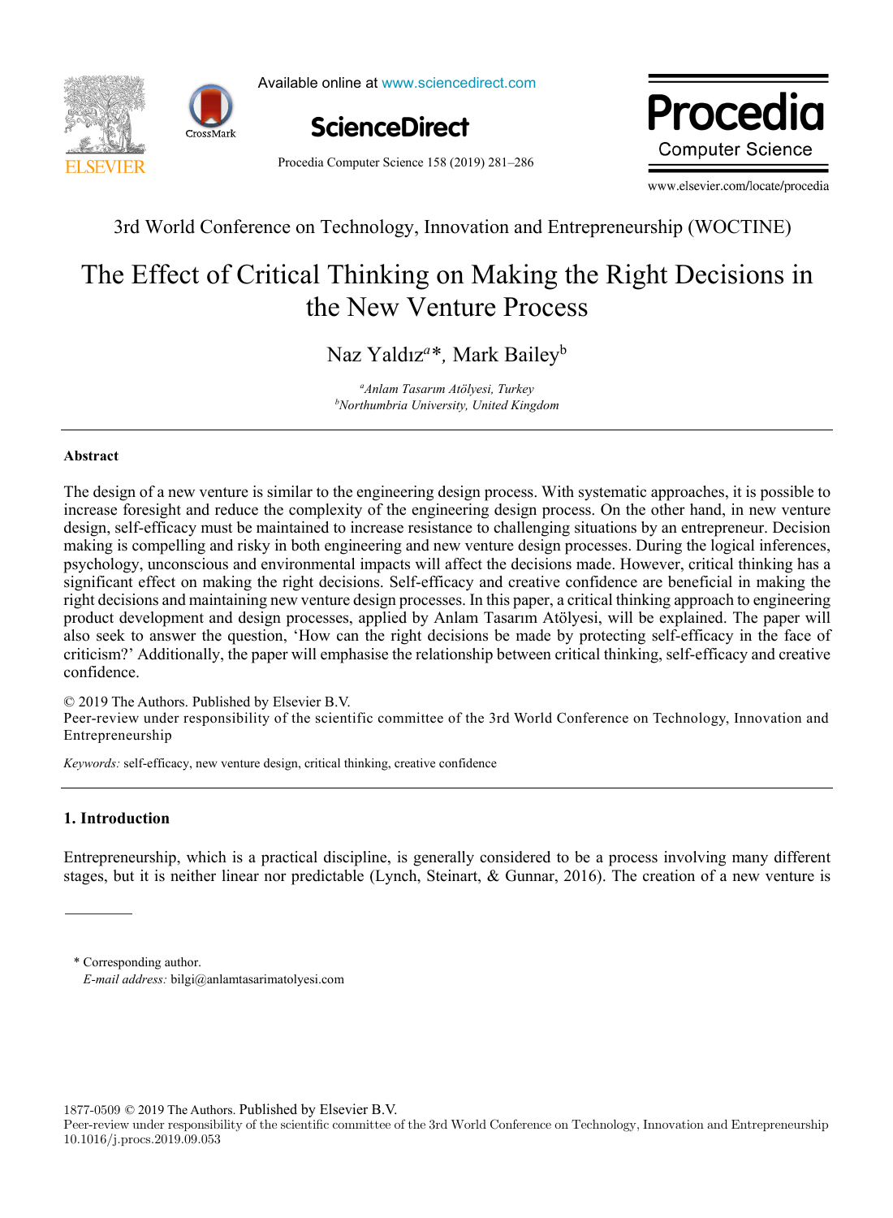3rd World Conference on Technology, Innovation and Entrepreneurship (WOCTINE)

# The Effect of Critical Thinking on Making the Right Decisions in the New Venture Process

Naz Yaldız[a]*, Mark Bailey[b]

[a]*Anlam Tasarım Atölyesi, Turkey*
[b]*Northumbria University, United Kingdom*

## Abstract

The design of a new venture is similar to the engineering design process. With systematic approaches, it is possible to increase foresight and reduce the complexity of the engineering design process. On the other hand, in new venture design, self-efficacy must be maintained to increase resistance to challenging situations by an entrepreneur. Decision making is compelling and risky in both engineering and new venture design processes. During the logical inferences, psychology, unconscious and environmental impacts will affect the decisions made. However, critical thinking has a significant effect on making the right decisions. Self-efficacy and creative confidence are beneficial in making the right decisions and maintaining new venture design processes. In this paper, a critical thinking approach to engineering product development and design processes, applied by Anlam Tasarım Atölyesi, will be explained. The paper will also seek to answer the question, 'How can the right decisions be made by protecting self-efficacy in the face of criticism?' Additionally, the paper will emphasise the relationship between critical thinking, self-efficacy and creative confidence.

© 2019 The Authors. Published by Elsevier B.V.
Peer-review under responsibility of the scientific committee of the 3rd World Conference on Technology, Innovation and Entrepreneurship

*Keywords:* self-efficacy, new venture design, critical thinking, creative confidence

## 1. Introduction

Entrepreneurship, which is a practical discipline, is generally considered to be a process involving many different stages, but it is neither linear nor predictable (Lynch, Steinart, & Gunnar, 2016). The creation of a new venture is

\* Corresponding author.
*E-mail address:* bilgi@anlamtasarimatolyesi.com

1877-0509 © 2019 The Authors. Published by Elsevier B.V.
Peer-review under responsibility of the scientific committee of the 3rd World Conference on Technology, Innovation and Entrepreneurship
10.1016/j.procs.2019.09.053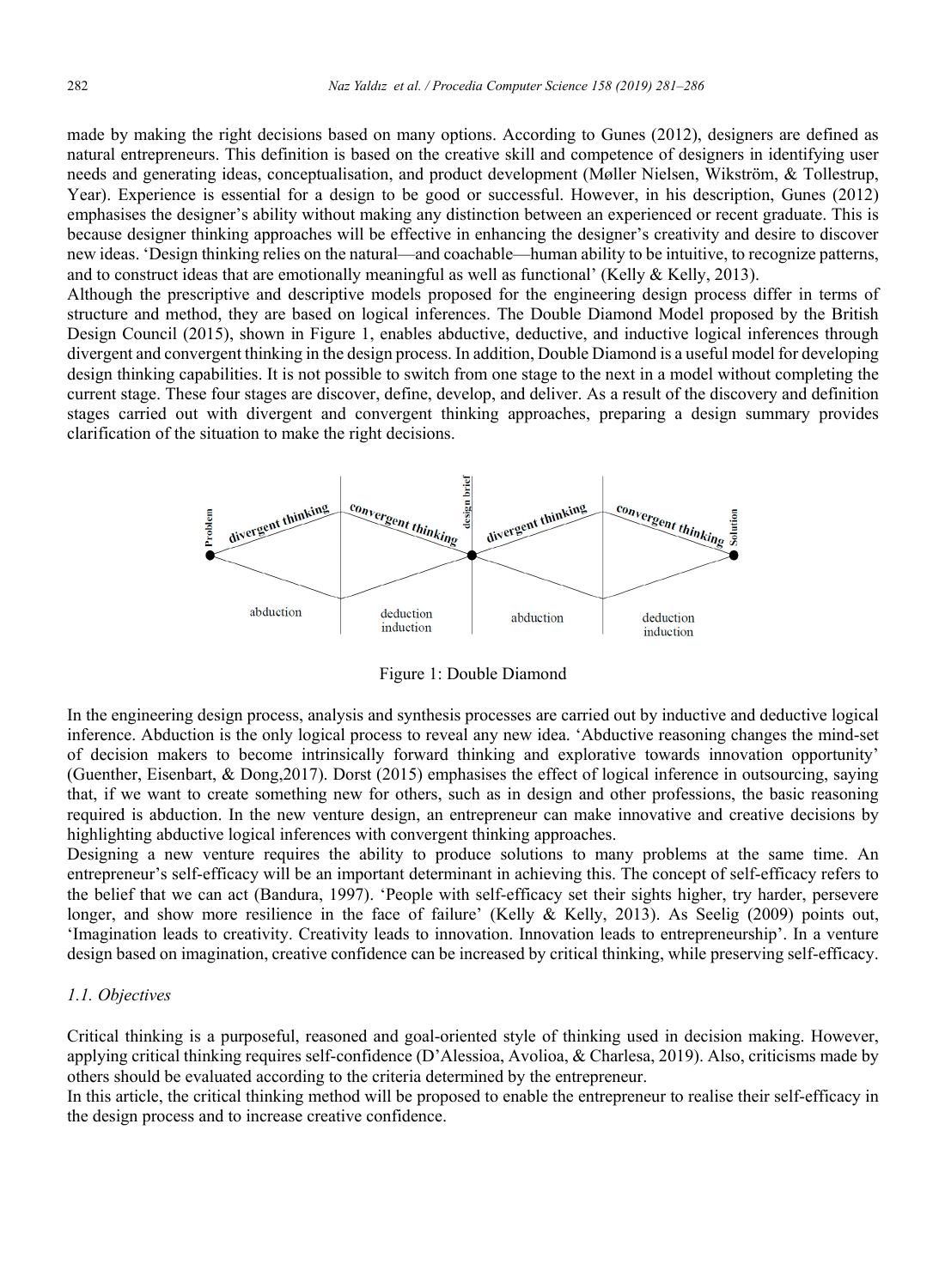made by making the right decisions based on many options. According to Gunes (2012), designers are defined as natural entrepreneurs. This definition is based on the creative skill and competence of designers in identifying user needs and generating ideas, conceptualisation, and product development (Møller Nielsen, Wikström, & Tollestrup, Year). Experience is essential for a design to be good or successful. However, in his description, Gunes (2012) emphasises the designer's ability without making any distinction between an experienced or recent graduate. This is because designer thinking approaches will be effective in enhancing the designer's creativity and desire to discover new ideas. 'Design thinking relies on the natural—and coachable—human ability to be intuitive, to recognize patterns, and to construct ideas that are emotionally meaningful as well as functional' (Kelly & Kelly, 2013).

Although the prescriptive and descriptive models proposed for the engineering design process differ in terms of structure and method, they are based on logical inferences. The Double Diamond Model proposed by the British Design Council (2015), shown in Figure 1, enables abductive, deductive, and inductive logical inferences through divergent and convergent thinking in the design process. In addition, Double Diamond is a useful model for developing design thinking capabilities. It is not possible to switch from one stage to the next in a model without completing the current stage. These four stages are discover, define, develop, and deliver. As a result of the discovery and definition stages carried out with divergent and convergent thinking approaches, preparing a design summary provides clarification of the situation to make the right decisions.

Problem
divergent thinking
convergent thinking
design brief
divergent thinking
convergent thinking
Solution
abduction
deduction
induction
abduction
deduction
induction

Figure 1: Double Diamond

In the engineering design process, analysis and synthesis processes are carried out by inductive and deductive logical inference. Abduction is the only logical process to reveal any new idea. 'Abductive reasoning changes the mind-set of decision makers to become intrinsically forward thinking and explorative towards innovation opportunity' (Guenther, Eisenbart, & Dong,2017). Dorst (2015) emphasises the effect of logical inference in outsourcing, saying that, if we want to create something new for others, such as in design and other professions, the basic reasoning required is abduction. In the new venture design, an entrepreneur can make innovative and creative decisions by highlighting abductive logical inferences with convergent thinking approaches.

Designing a new venture requires the ability to produce solutions to many problems at the same time. An entrepreneur's self-efficacy will be an important determinant in achieving this. The concept of self-efficacy refers to the belief that we can act (Bandura, 1997). 'People with self-efficacy set their sights higher, try harder, persevere longer, and show more resilience in the face of failure' (Kelly & Kelly, 2013). As Seelig (2009) points out, 'Imagination leads to creativity. Creativity leads to innovation. Innovation leads to entrepreneurship'. In a venture design based on imagination, creative confidence can be increased by critical thinking, while preserving self-efficacy.

### *1.1. Objectives*

Critical thinking is a purposeful, reasoned and goal-oriented style of thinking used in decision making. However, applying critical thinking requires self-confidence (D'Alessioa, Avolioa, & Charlesa, 2019). Also, criticisms made by others should be evaluated according to the criteria determined by the entrepreneur.

In this article, the critical thinking method will be proposed to enable the entrepreneur to realise their self-efficacy in the design process and to increase creative confidence.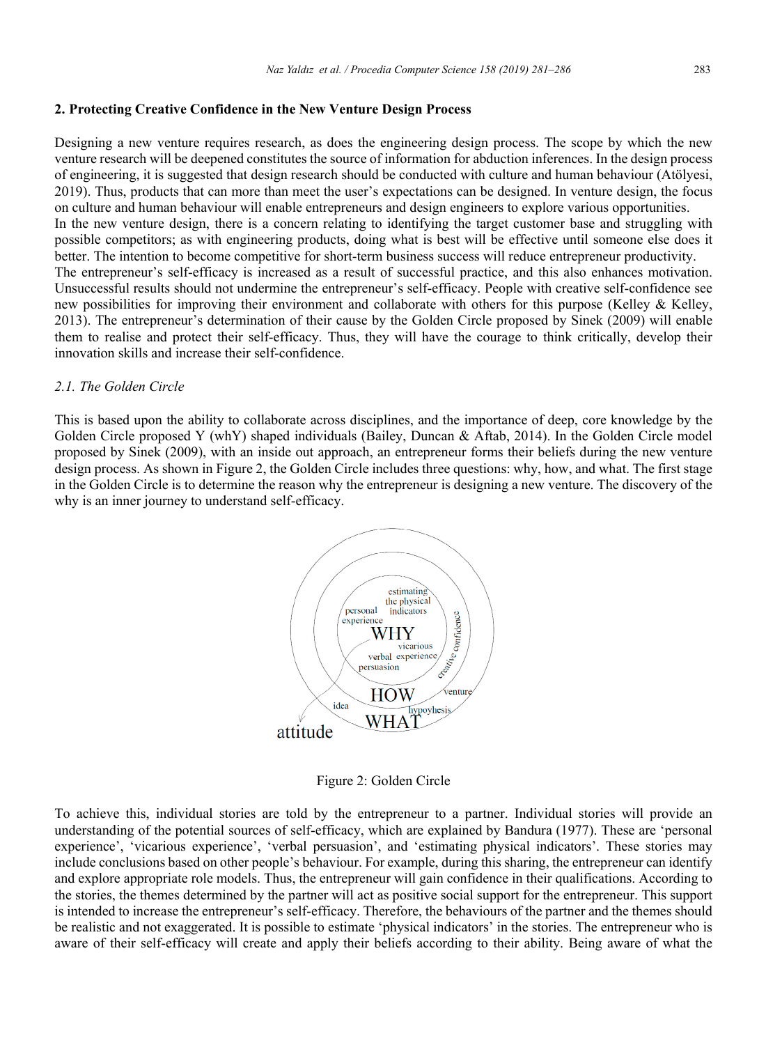## 2. Protecting Creative Confidence in the New Venture Design Process

Designing a new venture requires research, as does the engineering design process. The scope by which the new venture research will be deepened constitutes the source of information for abduction inferences. In the design process of engineering, it is suggested that design research should be conducted with culture and human behaviour (Atölyesi, 2019). Thus, products that can more than meet the user's expectations can be designed. In venture design, the focus on culture and human behaviour will enable entrepreneurs and design engineers to explore various opportunities.

In the new venture design, there is a concern relating to identifying the target customer base and struggling with possible competitors; as with engineering products, doing what is best will be effective until someone else does it better. The intention to become competitive for short-term business success will reduce entrepreneur productivity.

The entrepreneur's self-efficacy is increased as a result of successful practice, and this also enhances motivation. Unsuccessful results should not undermine the entrepreneur's self-efficacy. People with creative self-confidence see new possibilities for improving their environment and collaborate with others for this purpose (Kelley & Kelley, 2013). The entrepreneur's determination of their cause by the Golden Circle proposed by Sinek (2009) will enable them to realise and protect their self-efficacy. Thus, they will have the courage to think critically, develop their innovation skills and increase their self-confidence.

### *2.1. The Golden Circle*

This is based upon the ability to collaborate across disciplines, and the importance of deep, core knowledge by the Golden Circle proposed Y (whY) shaped individuals (Bailey, Duncan & Aftab, 2014). In the Golden Circle model proposed by Sinek (2009), with an inside out approach, an entrepreneur forms their beliefs during the new venture design process. As shown in Figure 2, the Golden Circle includes three questions: why, how, and what. The first stage in the Golden Circle is to determine the reason why the entrepreneur is designing a new venture. The discovery of the why is an inner journey to understand self-efficacy.

Figure 2: Golden Circle

To achieve this, individual stories are told by the entrepreneur to a partner. Individual stories will provide an understanding of the potential sources of self-efficacy, which are explained by Bandura (1977). These are 'personal experience', 'vicarious experience', 'verbal persuasion', and 'estimating physical indicators'. These stories may include conclusions based on other people's behaviour. For example, during this sharing, the entrepreneur can identify and explore appropriate role models. Thus, the entrepreneur will gain confidence in their qualifications. According to the stories, the themes determined by the partner will act as positive social support for the entrepreneur. This support is intended to increase the entrepreneur's self-efficacy. Therefore, the behaviours of the partner and the themes should be realistic and not exaggerated. It is possible to estimate 'physical indicators' in the stories. The entrepreneur who is aware of their self-efficacy will create and apply their beliefs according to their ability. Being aware of what the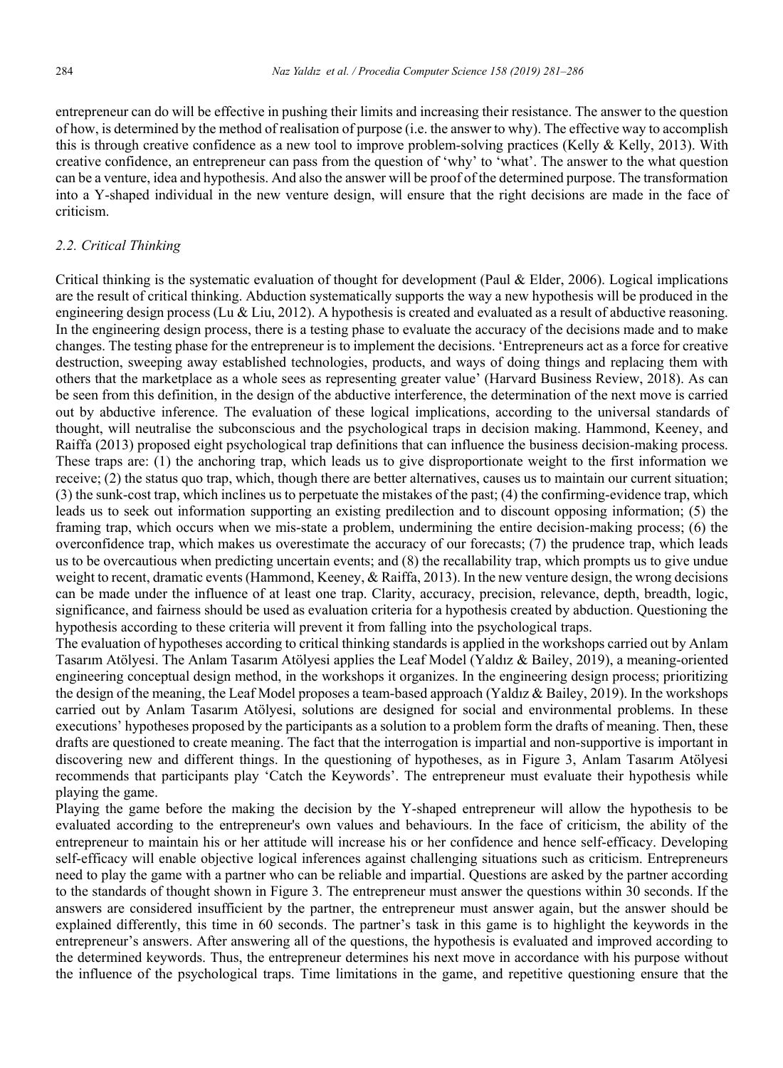entrepreneur can do will be effective in pushing their limits and increasing their resistance. The answer to the question of how, is determined by the method of realisation of purpose (i.e. the answer to why). The effective way to accomplish this is through creative confidence as a new tool to improve problem-solving practices (Kelly & Kelly, 2013). With creative confidence, an entrepreneur can pass from the question of 'why' to 'what'. The answer to the what question can be a venture, idea and hypothesis. And also the answer will be proof of the determined purpose. The transformation into a Y-shaped individual in the new venture design, will ensure that the right decisions are made in the face of criticism.

### *2.2. Critical Thinking*

Critical thinking is the systematic evaluation of thought for development (Paul & Elder, 2006). Logical implications are the result of critical thinking. Abduction systematically supports the way a new hypothesis will be produced in the engineering design process (Lu & Liu, 2012). A hypothesis is created and evaluated as a result of abductive reasoning. In the engineering design process, there is a testing phase to evaluate the accuracy of the decisions made and to make changes. The testing phase for the entrepreneur is to implement the decisions. 'Entrepreneurs act as a force for creative destruction, sweeping away established technologies, products, and ways of doing things and replacing them with others that the marketplace as a whole sees as representing greater value' (Harvard Business Review, 2018). As can be seen from this definition, in the design of the abductive interference, the determination of the next move is carried out by abductive inference. The evaluation of these logical implications, according to the universal standards of thought, will neutralise the subconscious and the psychological traps in decision making. Hammond, Keeney, and Raiffa (2013) proposed eight psychological trap definitions that can influence the business decision-making process. These traps are: (1) the anchoring trap, which leads us to give disproportionate weight to the first information we receive; (2) the status quo trap, which, though there are better alternatives, causes us to maintain our current situation; (3) the sunk-cost trap, which inclines us to perpetuate the mistakes of the past; (4) the confirming-evidence trap, which leads us to seek out information supporting an existing predilection and to discount opposing information; (5) the framing trap, which occurs when we mis-state a problem, undermining the entire decision-making process; (6) the overconfidence trap, which makes us overestimate the accuracy of our forecasts; (7) the prudence trap, which leads us to be overcautious when predicting uncertain events; and (8) the recallability trap, which prompts us to give undue weight to recent, dramatic events (Hammond, Keeney, & Raiffa, 2013). In the new venture design, the wrong decisions can be made under the influence of at least one trap. Clarity, accuracy, precision, relevance, depth, breadth, logic, significance, and fairness should be used as evaluation criteria for a hypothesis created by abduction. Questioning the hypothesis according to these criteria will prevent it from falling into the psychological traps.

The evaluation of hypotheses according to critical thinking standards is applied in the workshops carried out by Anlam Tasarım Atölyesi. The Anlam Tasarım Atölyesi applies the Leaf Model (Yaldız & Bailey, 2019), a meaning-oriented engineering conceptual design method, in the workshops it organizes. In the engineering design process; prioritizing the design of the meaning, the Leaf Model proposes a team-based approach (Yaldız & Bailey, 2019). In the workshops carried out by Anlam Tasarım Atölyesi, solutions are designed for social and environmental problems. In these executions' hypotheses proposed by the participants as a solution to a problem form the drafts of meaning. Then, these drafts are questioned to create meaning. The fact that the interrogation is impartial and non-supportive is important in discovering new and different things. In the questioning of hypotheses, as in Figure 3, Anlam Tasarım Atölyesi recommends that participants play 'Catch the Keywords'. The entrepreneur must evaluate their hypothesis while playing the game.

Playing the game before the making the decision by the Y-shaped entrepreneur will allow the hypothesis to be evaluated according to the entrepreneur's own values and behaviours. In the face of criticism, the ability of the entrepreneur to maintain his or her attitude will increase his or her confidence and hence self-efficacy. Developing self-efficacy will enable objective logical inferences against challenging situations such as criticism. Entrepreneurs need to play the game with a partner who can be reliable and impartial. Questions are asked by the partner according to the standards of thought shown in Figure 3. The entrepreneur must answer the questions within 30 seconds. If the answers are considered insufficient by the partner, the entrepreneur must answer again, but the answer should be explained differently, this time in 60 seconds. The partner's task in this game is to highlight the keywords in the entrepreneur's answers. After answering all of the questions, the hypothesis is evaluated and improved according to the determined keywords. Thus, the entrepreneur determines his next move in accordance with his purpose without the influence of the psychological traps. Time limitations in the game, and repetitive questioning ensure that the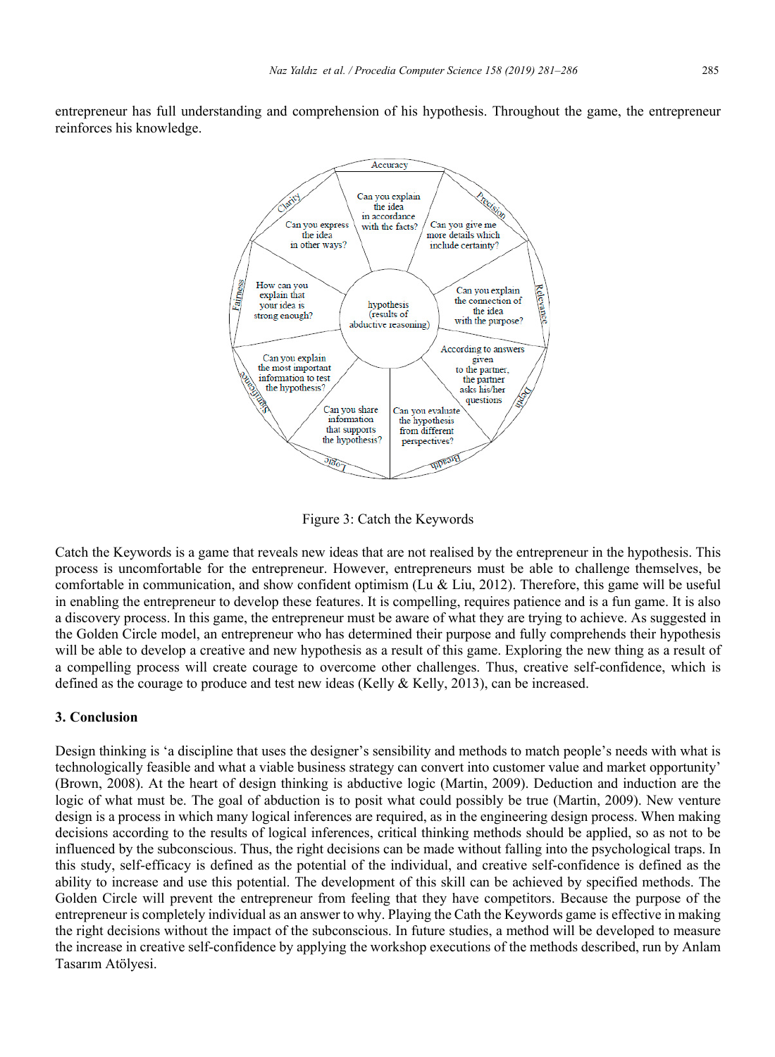entrepreneur has full understanding and comprehension of his hypothesis. Throughout the game, the entrepreneur reinforces his knowledge.

Accuracy

Can you explain the idea in accordance with the facts?

Precision

Can you give me more details which include certainty?

Relevance

Can you explain the connection of the idea with the purpose?

Depth

According to answers given to the partner, the partner asks his/her questions

Breadth

Can you evaluate the hypothesis from different perspectives?

Logic

Can you share information that supports the hypothesis?

Significance

Can you explain the most important information to test the hypothesis?

Fairness

How can you explain that your idea is strong enough?

Clarity

Can you express the idea in other ways?

hypothesis (results of abductive reasoning)

Figure 3: Catch the Keywords

Catch the Keywords is a game that reveals new ideas that are not realised by the entrepreneur in the hypothesis. This process is uncomfortable for the entrepreneur. However, entrepreneurs must be able to challenge themselves, be comfortable in communication, and show confident optimism (Lu & Liu, 2012). Therefore, this game will be useful in enabling the entrepreneur to develop these features. It is compelling, requires patience and is a fun game. It is also a discovery process. In this game, the entrepreneur must be aware of what they are trying to achieve. As suggested in the Golden Circle model, an entrepreneur who has determined their purpose and fully comprehends their hypothesis will be able to develop a creative and new hypothesis as a result of this game. Exploring the new thing as a result of a compelling process will create courage to overcome other challenges. Thus, creative self-confidence, which is defined as the courage to produce and test new ideas (Kelly & Kelly, 2013), can be increased.

## 3. Conclusion

Design thinking is 'a discipline that uses the designer's sensibility and methods to match people's needs with what is technologically feasible and what a viable business strategy can convert into customer value and market opportunity' (Brown, 2008). At the heart of design thinking is abductive logic (Martin, 2009). Deduction and induction are the logic of what must be. The goal of abduction is to posit what could possibly be true (Martin, 2009). New venture design is a process in which many logical inferences are required, as in the engineering design process. When making decisions according to the results of logical inferences, critical thinking methods should be applied, so as not to be influenced by the subconscious. Thus, the right decisions can be made without falling into the psychological traps. In this study, self-efficacy is defined as the potential of the individual, and creative self-confidence is defined as the ability to increase and use this potential. The development of this skill can be achieved by specified methods. The Golden Circle will prevent the entrepreneur from feeling that they have competitors. Because the purpose of the entrepreneur is completely individual as an answer to why. Playing the Cath the Keywords game is effective in making the right decisions without the impact of the subconscious. In future studies, a method will be developed to measure the increase in creative self-confidence by applying the workshop executions of the methods described, run by Anlam Tasarım Atölyesi.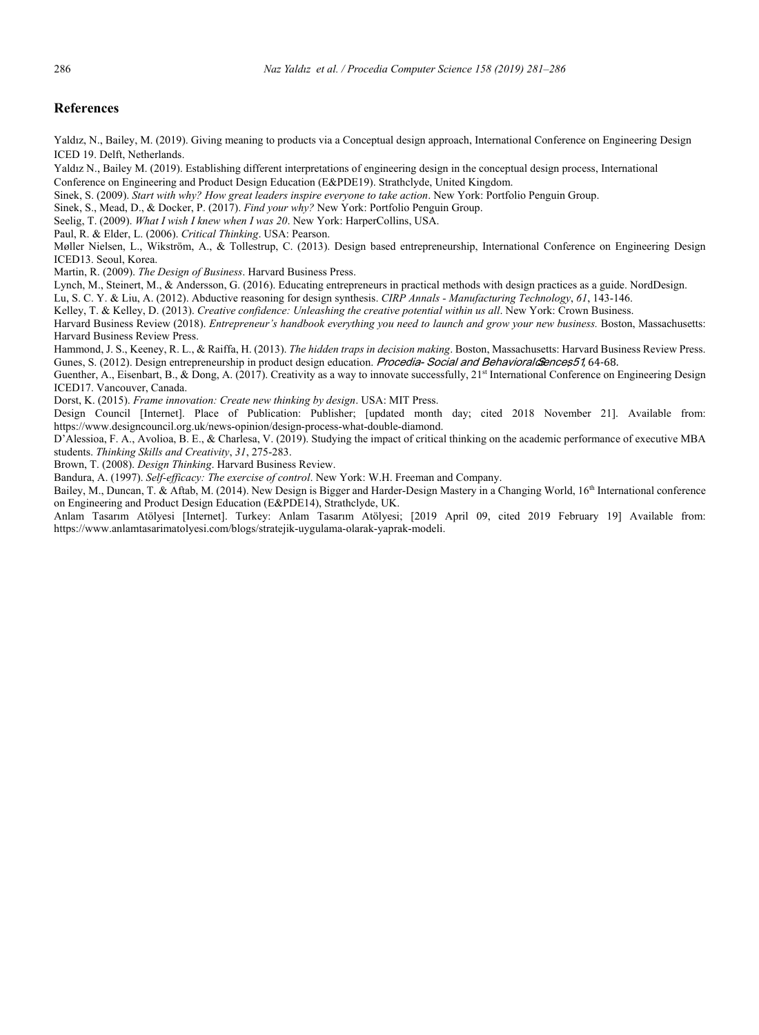# References

Yaldız, N., Bailey, M. (2019). Giving meaning to products via a Conceptual design approach, International Conference on Engineering Design ICED 19. Delft, Netherlands.

Yaldız N., Bailey M. (2019). Establishing different interpretations of engineering design in the conceptual design process, International Conference on Engineering and Product Design Education (E&PDE19). Strathclyde, United Kingdom.

Sinek, S. (2009). *Start with why? How great leaders inspire everyone to take action*. New York: Portfolio Penguin Group.

Sinek, S., Mead, D., & Docker, P. (2017). *Find your why?* New York: Portfolio Penguin Group.

Seelig, T. (2009). *What I wish I knew when I was 20*. New York: HarperCollins, USA.

Paul, R. & Elder, L. (2006). *Critical Thinking*. USA: Pearson.

Møller Nielsen, L., Wikström, A., & Tollestrup, C. (2013). Design based entrepreneurship, International Conference on Engineering Design ICED13. Seoul, Korea.

Martin, R. (2009). *The Design of Business*. Harvard Business Press.

Lynch, M., Steinert, M., & Andersson, G. (2016). Educating entrepreneurs in practical methods with design practices as a guide. NordDesign.

Lu, S. C. Y. & Liu, A. (2012). Abductive reasoning for design synthesis. *CIRP Annals - Manufacturing Technology*, *61*, 143-146.

Kelley, T. & Kelley, D. (2013). *Creative confidence: Unleashing the creative potential within us all*. New York: Crown Business.

Harvard Business Review (2018). *Entrepreneur's handbook everything you need to launch and grow your new business.* Boston, Massachusetts: Harvard Business Review Press.

Hammond, J. S., Keeney, R. L., & Raiffa, H. (2013). *The hidden traps in decision making*. Boston, Massachusetts: Harvard Business Review Press.

Gunes, S. (2012). Design entrepreneurship in product design education. *Procedia- Social and Behavioral Sciences*, *51*, 64-68.

Guenther, A., Eisenbart, B., & Dong, A. (2017). Creativity as a way to innovate successfully, 21st International Conference on Engineering Design ICED17. Vancouver, Canada.

Dorst, K. (2015). *Frame innovation: Create new thinking by design*. USA: MIT Press.

Design Council [Internet]. Place of Publication: Publisher; [updated month day; cited 2018 November 21]. Available from: https://www.designcouncil.org.uk/news-opinion/design-process-what-double-diamond.

D'Alessioa, F. A., Avolioa, B. E., & Charlesa, V. (2019). Studying the impact of critical thinking on the academic performance of executive MBA students. *Thinking Skills and Creativity*, *31*, 275-283.

Brown, T. (2008). *Design Thinking*. Harvard Business Review.

Bandura, A. (1997). *Self-efficacy: The exercise of control*. New York: W.H. Freeman and Company.

Bailey, M., Duncan, T. & Aftab, M. (2014). New Design is Bigger and Harder-Design Mastery in a Changing World, 16th International conference on Engineering and Product Design Education (E&PDE14), Strathclyde, UK.

Anlam Tasarım Atölyesi [Internet]. Turkey: Anlam Tasarım Atölyesi; [2019 April 09, cited 2019 February 19] Available from: https://www.anlamtasarimatolyesi.com/blogs/stratejik-uygulama-olarak-yaprak-modeli.